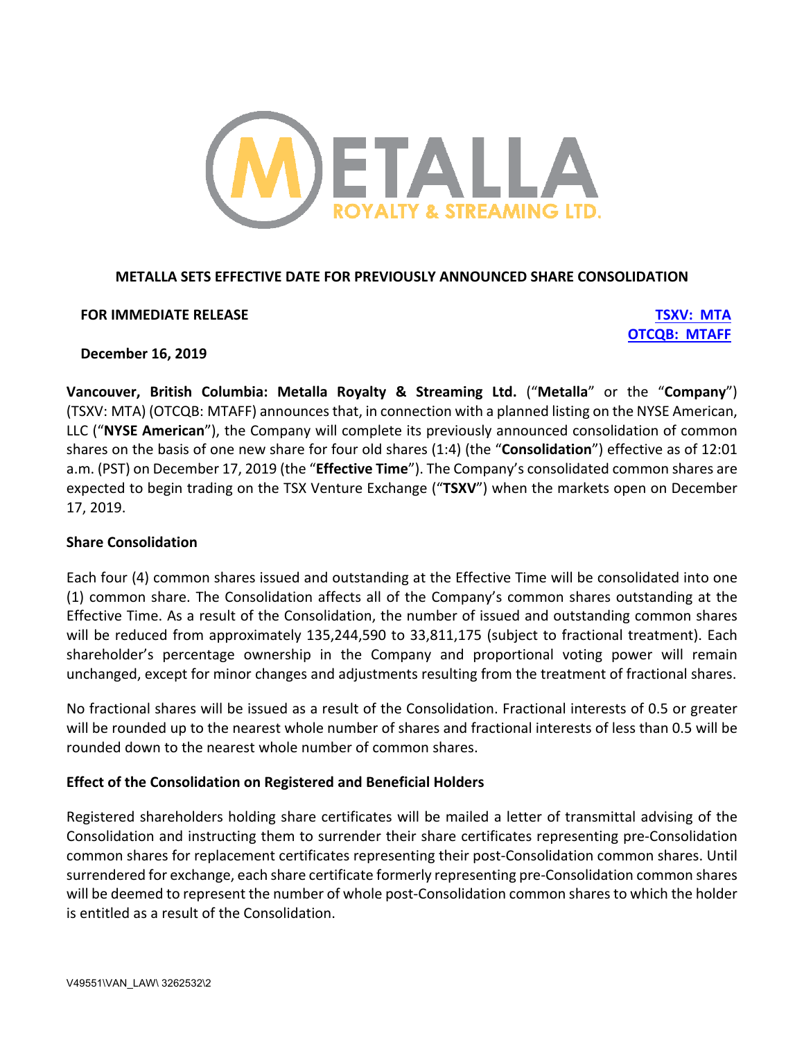# METALLA SETS EFFECTIVE DATE FOR PREVIOUSLY ANNOUNCED SHARE CONSOLIDATION

**FOR IMMEDIATE RELEASE**

**TSXV: MTA**
**OTCQB: MTAFF**

**December 16, 2019**

**Vancouver, British Columbia: Metalla Royalty & Streaming Ltd.** ("**Metalla**" or the "**Company**") (TSXV: MTA) (OTCQB: MTAFF) announces that, in connection with a planned listing on the NYSE American, LLC ("**NYSE American**"), the Company will complete its previously announced consolidation of common shares on the basis of one new share for four old shares (1:4) (the "**Consolidation**") effective as of 12:01 a.m. (PST) on December 17, 2019 (the "**Effective Time**"). The Company's consolidated common shares are expected to begin trading on the TSX Venture Exchange ("**TSXV**") when the markets open on December 17, 2019.

## Share Consolidation

Each four (4) common shares issued and outstanding at the Effective Time will be consolidated into one (1) common share. The Consolidation affects all of the Company's common shares outstanding at the Effective Time. As a result of the Consolidation, the number of issued and outstanding common shares will be reduced from approximately 135,244,590 to 33,811,175 (subject to fractional treatment). Each shareholder's percentage ownership in the Company and proportional voting power will remain unchanged, except for minor changes and adjustments resulting from the treatment of fractional shares.

No fractional shares will be issued as a result of the Consolidation. Fractional interests of 0.5 or greater will be rounded up to the nearest whole number of shares and fractional interests of less than 0.5 will be rounded down to the nearest whole number of common shares.

## Effect of the Consolidation on Registered and Beneficial Holders

Registered shareholders holding share certificates will be mailed a letter of transmittal advising of the Consolidation and instructing them to surrender their share certificates representing pre-Consolidation common shares for replacement certificates representing their post-Consolidation common shares. Until surrendered for exchange, each share certificate formerly representing pre-Consolidation common shares will be deemed to represent the number of whole post-Consolidation common shares to which the holder is entitled as a result of the Consolidation.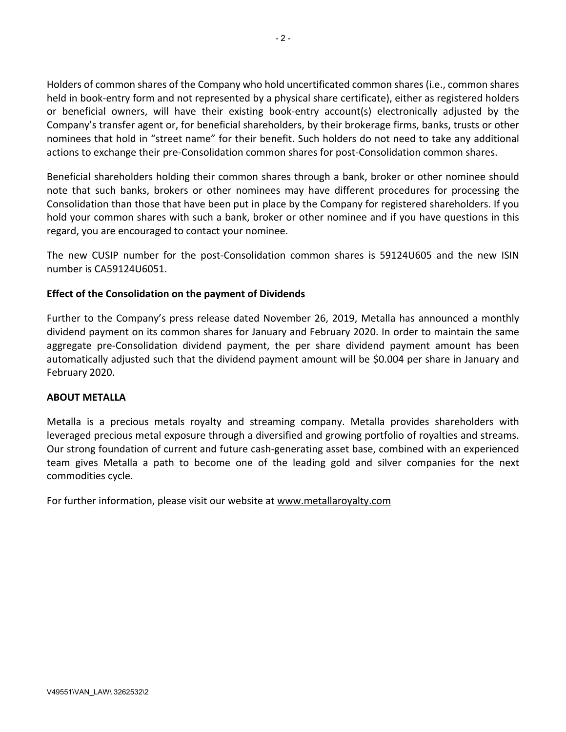Holders of common shares of the Company who hold uncertificated common shares (i.e., common shares held in book-entry form and not represented by a physical share certificate), either as registered holders or beneficial owners, will have their existing book-entry account(s) electronically adjusted by the Company's transfer agent or, for beneficial shareholders, by their brokerage firms, banks, trusts or other nominees that hold in "street name" for their benefit. Such holders do not need to take any additional actions to exchange their pre-Consolidation common shares for post-Consolidation common shares.

Beneficial shareholders holding their common shares through a bank, broker or other nominee should note that such banks, brokers or other nominees may have different procedures for processing the Consolidation than those that have been put in place by the Company for registered shareholders. If you hold your common shares with such a bank, broker or other nominee and if you have questions in this regard, you are encouraged to contact your nominee.

The new CUSIP number for the post-Consolidation common shares is 59124U605 and the new ISIN number is CA59124U6051.

**Effect of the Consolidation on the payment of Dividends**

Further to the Company's press release dated November 26, 2019, Metalla has announced a monthly dividend payment on its common shares for January and February 2020. In order to maintain the same aggregate pre-Consolidation dividend payment, the per share dividend payment amount has been automatically adjusted such that the dividend payment amount will be $0.004 per share in January and February 2020.

**ABOUT METALLA**

Metalla is a precious metals royalty and streaming company. Metalla provides shareholders with leveraged precious metal exposure through a diversified and growing portfolio of royalties and streams. Our strong foundation of current and future cash-generating asset base, combined with an experienced team gives Metalla a path to become one of the leading gold and silver companies for the next commodities cycle.

For further information, please visit our website at www.metallaroyalty.com

V49551\VAN_LAW\ 3262532\2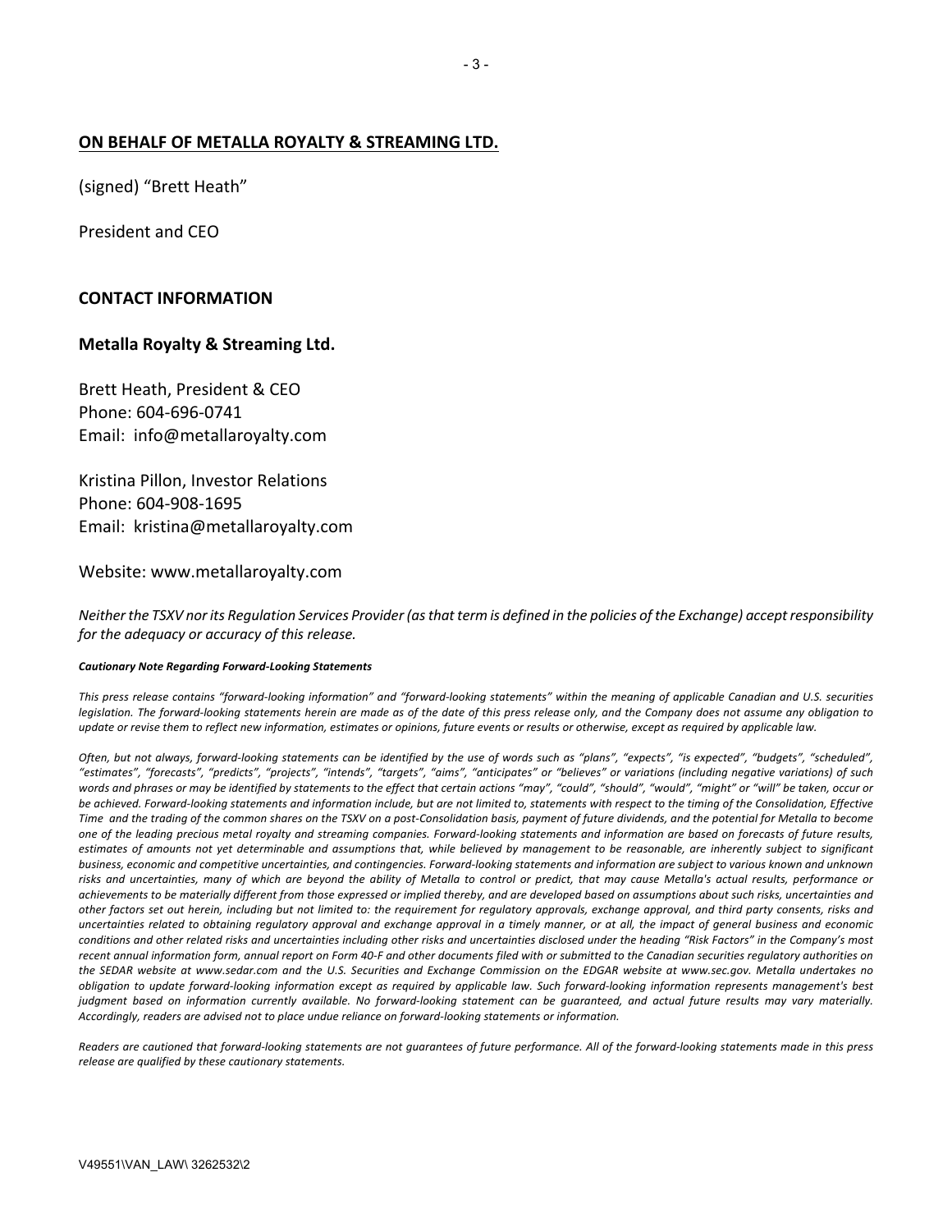**<u>ON BEHALF OF METALLA ROYALTY & STREAMING LTD.</u>**

(signed) "Brett Heath"

President and CEO

## CONTACT INFORMATION

### Metalla Royalty & Streaming Ltd.

Brett Heath, President & CEO
Phone: 604-696-0741
Email: info@metallaroyalty.com

Kristina Pillon, Investor Relations
Phone: 604-908-1695
Email: kristina@metallaroyalty.com

Website: www.metallaroyalty.com

*Neither the TSXV nor its Regulation Services Provider (as that term is defined in the policies of the Exchange) accept responsibility for the adequacy or accuracy of this release.*

***Cautionary Note Regarding Forward-Looking Statements***

*This press release contains "forward-looking information" and "forward-looking statements" within the meaning of applicable Canadian and U.S. securities legislation. The forward-looking statements herein are made as of the date of this press release only, and the Company does not assume any obligation to update or revise them to reflect new information, estimates or opinions, future events or results or otherwise, except as required by applicable law.*

*Often, but not always, forward-looking statements can be identified by the use of words such as "plans", "expects", "is expected", "budgets", "scheduled", "estimates", "forecasts", "predicts", "projects", "intends", "targets", "aims", "anticipates" or "believes" or variations (including negative variations) of such words and phrases or may be identified by statements to the effect that certain actions "may", "could", "should", "would", "might" or "will" be taken, occur or be achieved. Forward-looking statements and information include, but are not limited to, statements with respect to the timing of the Consolidation, Effective Time and the trading of the common shares on the TSXV on a post-Consolidation basis, payment of future dividends, and the potential for Metalla to become one of the leading precious metal royalty and streaming companies. Forward-looking statements and information are based on forecasts of future results, estimates of amounts not yet determinable and assumptions that, while believed by management to be reasonable, are inherently subject to significant business, economic and competitive uncertainties, and contingencies. Forward-looking statements and information are subject to various known and unknown risks and uncertainties, many of which are beyond the ability of Metalla to control or predict, that may cause Metalla's actual results, performance or achievements to be materially different from those expressed or implied thereby, and are developed based on assumptions about such risks, uncertainties and other factors set out herein, including but not limited to: the requirement for regulatory approvals, exchange approval, and third party consents, risks and uncertainties related to obtaining regulatory approval and exchange approval in a timely manner, or at all, the impact of general business and economic conditions and other related risks and uncertainties including other risks and uncertainties disclosed under the heading "Risk Factors" in the Company's most recent annual information form, annual report on Form 40-F and other documents filed with or submitted to the Canadian securities regulatory authorities on the SEDAR website at www.sedar.com and the U.S. Securities and Exchange Commission on the EDGAR website at www.sec.gov. Metalla undertakes no obligation to update forward-looking information except as required by applicable law. Such forward-looking information represents management's best judgment based on information currently available. No forward-looking statement can be guaranteed, and actual future results may vary materially. Accordingly, readers are advised not to place undue reliance on forward-looking statements or information.*

*Readers are cautioned that forward-looking statements are not guarantees of future performance. All of the forward-looking statements made in this press release are qualified by these cautionary statements.*

V49551\VAN_LAW\ 3262532\2